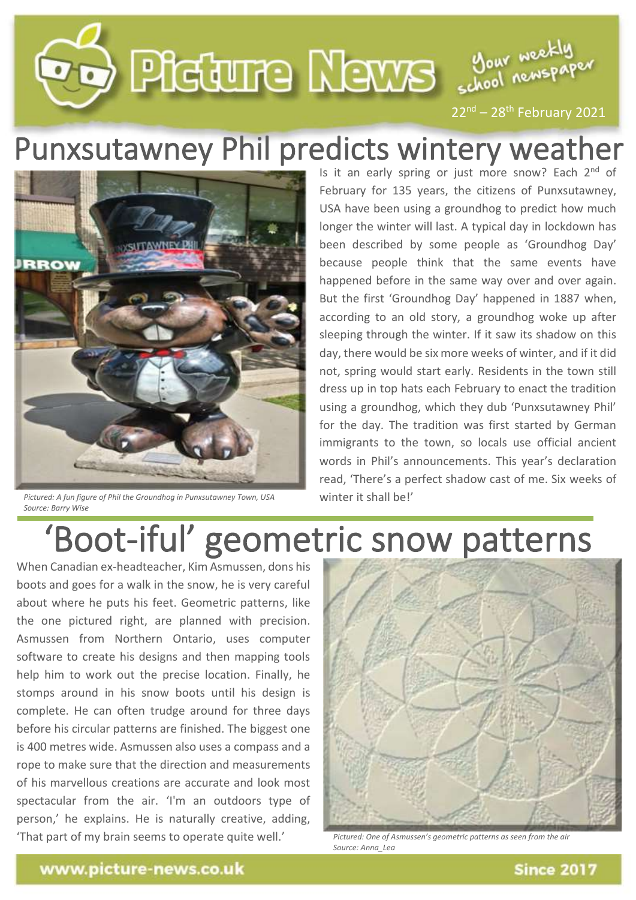# Picture News

Your weekly school newspaper

22nd – 28th February 2021

## Punxsutawney Phil predicts wintery weather

*Pictured: A fun figure of Phil the Groundhog in Punxsutawney Town, USA*
*Source: Barry Wise*

Is it an early spring or just more snow? Each 2nd of February for 135 years, the citizens of Punxsutawney, USA have been using a groundhog to predict how much longer the winter will last. A typical day in lockdown has been described by some people as 'Groundhog Day' because people think that the same events have happened before in the same way over and over again. But the first 'Groundhog Day' happened in 1887 when, according to an old story, a groundhog woke up after sleeping through the winter. If it saw its shadow on this day, there would be six more weeks of winter, and if it did not, spring would start early. Residents in the town still dress up in top hats each February to enact the tradition using a groundhog, which they dub 'Punxsutawney Phil' for the day. The tradition was first started by German immigrants to the town, so locals use official ancient words in Phil's announcements. This year's declaration read, 'There's a perfect shadow cast of me. Six weeks of winter it shall be!'

## 'Boot-iful' geometric snow patterns

When Canadian ex-headteacher, Kim Asmussen, dons his boots and goes for a walk in the snow, he is very careful about where he puts his feet. Geometric patterns, like the one pictured right, are planned with precision. Asmussen from Northern Ontario, uses computer software to create his designs and then mapping tools help him to work out the precise location. Finally, he stomps around in his snow boots until his design is complete. He can often trudge around for three days before his circular patterns are finished. The biggest one is 400 metres wide. Asmussen also uses a compass and a rope to make sure that the direction and measurements of his marvellous creations are accurate and look most spectacular from the air. 'I'm an outdoors type of person,' he explains. He is naturally creative, adding, 'That part of my brain seems to operate quite well.'

*Pictured: One of Asmussen's geometric patterns as seen from the air*
*Source: Anna_Lea*

www.picture-news.co.uk

Since 2017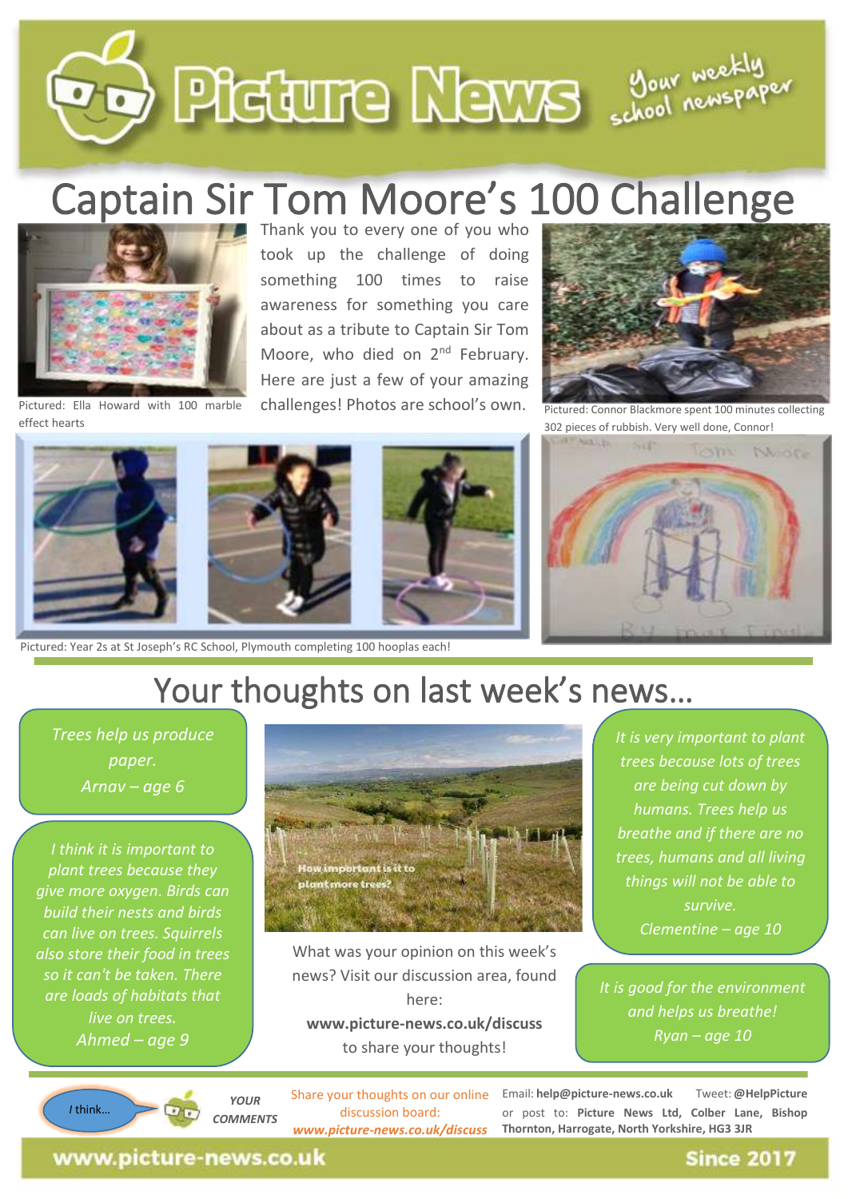# Captain Sir Tom Moore's 100 Challenge

Thank you to every one of you who took up the challenge of doing something 100 times to raise awareness for something you care about as a tribute to Captain Sir Tom Moore, who died on 2nd February. Here are just a few of your amazing challenges! Photos are school's own.

Pictured: Ella Howard with 100 marble effect hearts

Pictured: Connor Blackmore spent 100 minutes collecting 302 pieces of rubbish. Very well done, Connor!

Pictured: Year 2s at St Joseph's RC School, Plymouth completing 100 hooplas each!

## Your thoughts on last week's news…

*Trees help us produce paper.*
*Arnav – age 6*

*I think it is important to plant trees because they give more oxygen. Birds can build their nests and birds can live on trees. Squirrels also store their food in trees so it can't be taken. There are loads of habitats that live on trees.*
*Ahmed – age 9*

How important is it to plant more trees?

What was your opinion on this week's news? Visit our discussion area, found here:
**www.picture-news.co.uk/discuss**
to share your thoughts!

*It is very important to plant trees because lots of trees are being cut down by humans. Trees help us breathe and if there are no trees, humans and all living things will not be able to survive.*
*Clementine – age 10*

*It is good for the environment and helps us breathe!*
*Ryan – age 10*

*I think…*

***YOUR COMMENTS***

Share your thoughts on our online discussion board: *www.picture-news.co.uk/discuss*

Email: **help@picture-news.co.uk** Tweet: **@HelpPicture**
or post to: **Picture News Ltd, Colber Lane, Bishop Thornton, Harrogate, North Yorkshire, HG3 3JR**